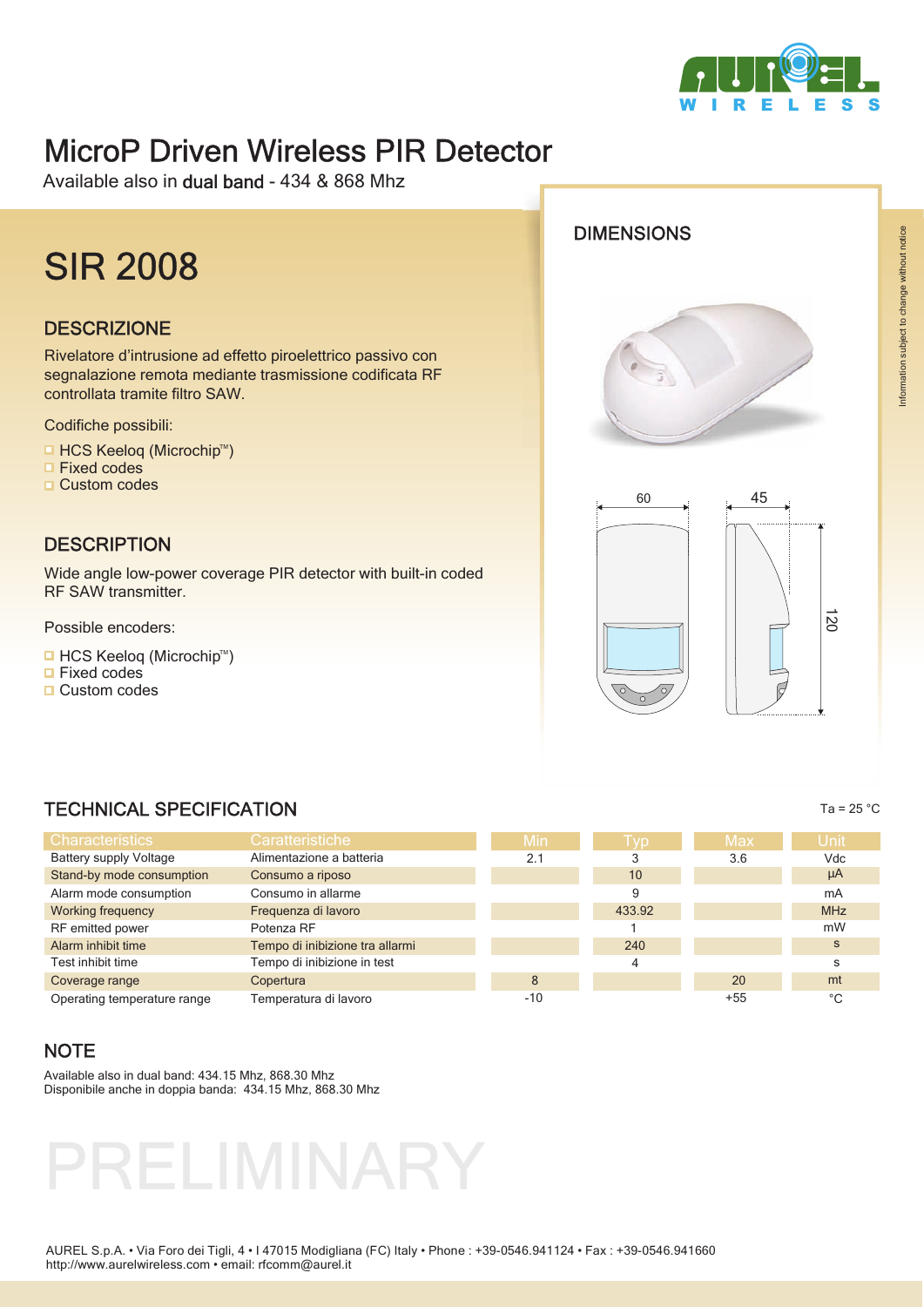# MicroP Driven Wireless PIR Detector

Available also in **dual band** - 434 & 868 Mhz

## SIR 2008

### DESCRIZIONE

Rivelatore d'intrusione ad effetto piroelettrico passivo con segnalazione remota mediante trasmissione codificata RF controllata tramite filtro SAW.

Codifiche possibili:

- HCS Keeloq (Microchip™)
- Fixed codes
- Custom codes

### DESCRIPTION

Wide angle low-power coverage PIR detector with built-in coded RF SAW transmitter.

Possible encoders:

- HCS Keeloq (Microchip™)
- Fixed codes
- Custom codes

### DIMENSIONS

60 | 45 | 120

### TECHNICAL SPECIFICATION

Ta = 25 °C

| Characteristics | Caratteristiche | Min | Typ | Max | Unit |
|---|---|---|---|---|---|
| Battery supply Voltage | Alimentazione a batteria | 2.1 | 3 | 3.6 | Vdc |
| Stand-by mode consumption | Consumo a riposo | | 10 | | µA |
| Alarm mode consumption | Consumo in allarme | | 9 | | mA |
| Working frequency | Frequenza di lavoro | | 433.92 | | MHz |
| RF emitted power | Potenza RF | | 1 | | mW |
| Alarm inhibit time | Tempo di inibizione tra allarmi | | 240 | | s |
| Test inhibit time | Tempo di inibizione in test | | 4 | | s |
| Coverage range | Copertura | 8 | | 20 | mt |
| Operating temperature range | Temperatura di lavoro | -10 | | +55 | °C |

### NOTE

Available also in dual band: 434.15 Mhz, 868.30 Mhz
Disponibile anche in doppia banda: 434.15 Mhz, 868.30 Mhz

PRELIMINARY

AUREL S.p.A. • Via Foro dei Tigli, 4 • I 47015 Modigliana (FC) Italy • Phone : +39-0546.941124 • Fax : +39-0546.941660
http://www.aurelwireless.com • email: rfcomm@aurel.it

Information subject to change without notice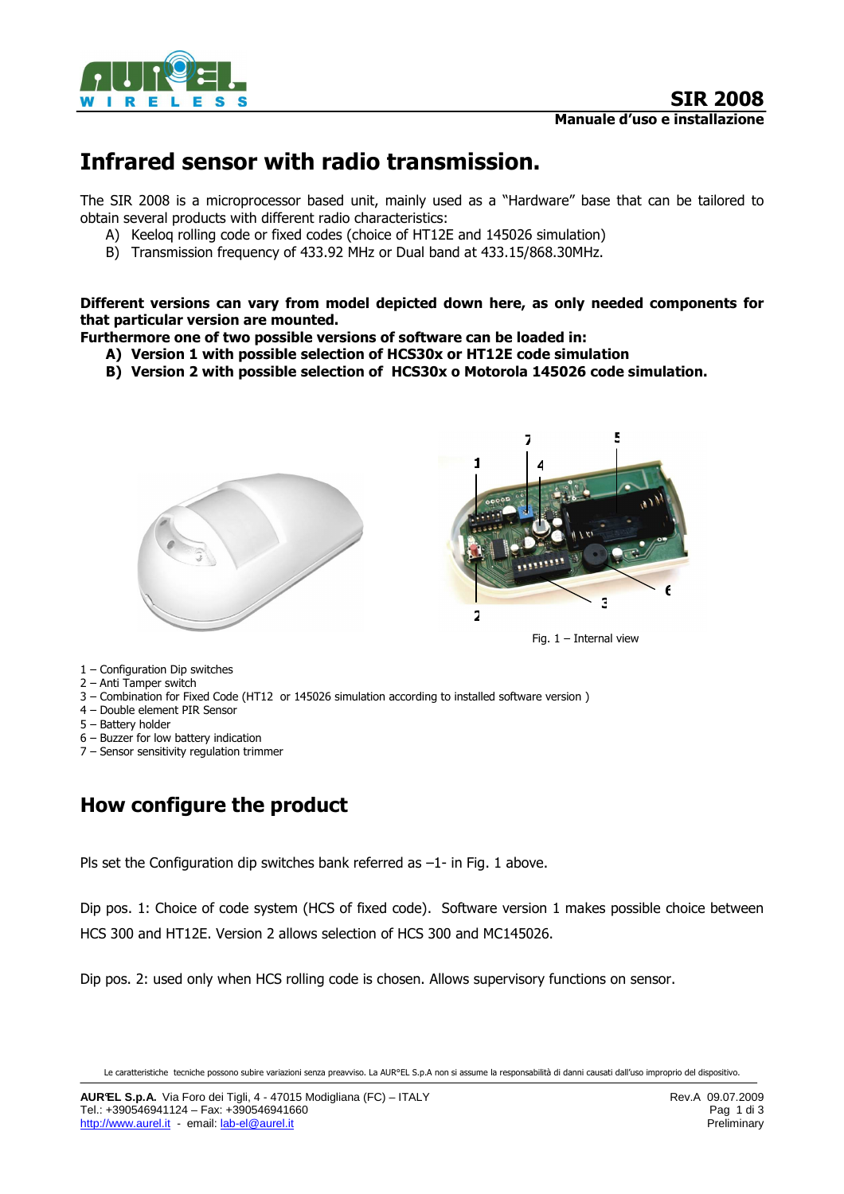# Infrared sensor with radio transmission.

The SIR 2008 is a microprocessor based unit, mainly used as a "Hardware" base that can be tailored to obtain several products with different radio characteristics:

A) Keeloq rolling code or fixed codes (choice of HT12E and 145026 simulation)
B) Transmission frequency of 433.92 MHz or Dual band at 433.15/868.30MHz.

**Different versions can vary from model depicted down here, as only needed components for that particular version are mounted.**
**Furthermore one of two possible versions of software can be loaded in:**

**A) Version 1 with possible selection of HCS30x or HT12E code simulation**
**B) Version 2 with possible selection of HCS30x o Motorola 145026 code simulation.**

Fig. 1 – Internal view

1 – Configuration Dip switches
2 – Anti Tamper switch
3 – Combination for Fixed Code (HT12 or 145026 simulation according to installed software version )
4 – Double element PIR Sensor
5 – Battery holder
6 – Buzzer for low battery indication
7 – Sensor sensitivity regulation trimmer

## How configure the product

Pls set the Configuration dip switches bank referred as –1- in Fig. 1 above.

Dip pos. 1: Choice of code system (HCS of fixed code). Software version 1 makes possible choice between HCS 300 and HT12E. Version 2 allows selection of HCS 300 and MC145026.

Dip pos. 2: used only when HCS rolling code is chosen. Allows supervisory functions on sensor.

Le caratteristiche tecniche possono subire variazioni senza preavviso. La AUR°EL S.p.A non si assume la responsabilità di danni causati dall'uso improprio del dispositivo.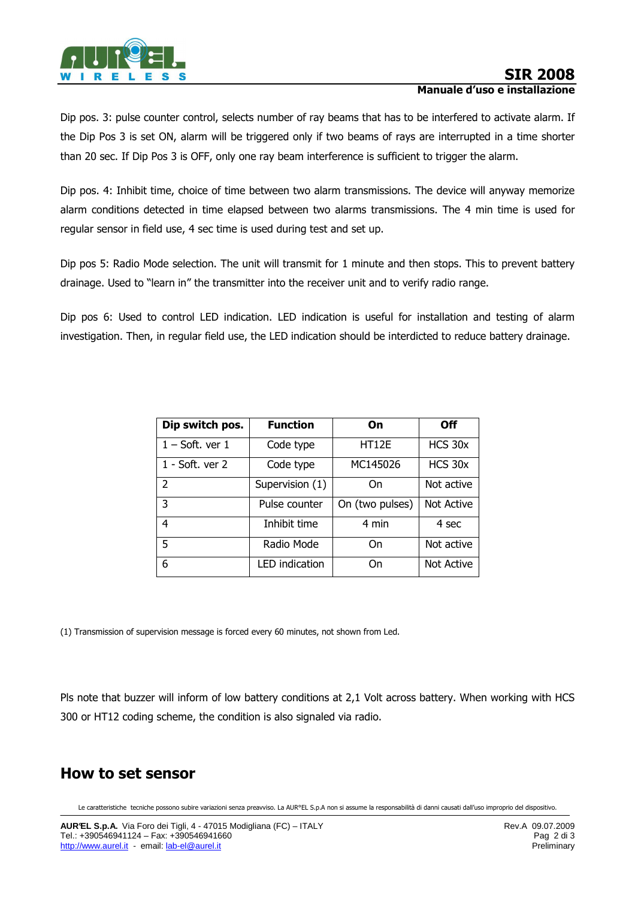Dip pos. 3: pulse counter control, selects number of ray beams that has to be interfered to activate alarm. If the Dip Pos 3 is set ON, alarm will be triggered only if two beams of rays are interrupted in a time shorter than 20 sec. If Dip Pos 3 is OFF, only one ray beam interference is sufficient to trigger the alarm.

Dip pos. 4: Inhibit time, choice of time between two alarm transmissions. The device will anyway memorize alarm conditions detected in time elapsed between two alarms transmissions. The 4 min time is used for regular sensor in field use, 4 sec time is used during test and set up.

Dip pos 5: Radio Mode selection. The unit will transmit for 1 minute and then stops. This to prevent battery drainage. Used to "learn in" the transmitter into the receiver unit and to verify radio range.

Dip pos 6: Used to control LED indication. LED indication is useful for installation and testing of alarm investigation. Then, in regular field use, the LED indication should be interdicted to reduce battery drainage.

| Dip switch pos. | Function | On | Off |
|---|---|---|---|
| 1 – Soft. ver 1 | Code type | HT12E | HCS 30x |
| 1 - Soft. ver 2 | Code type | MC145026 | HCS 30x |
| 2 | Supervision (1) | On | Not active |
| 3 | Pulse counter | On (two pulses) | Not Active |
| 4 | Inhibit time | 4 min | 4 sec |
| 5 | Radio Mode | On | Not active |
| 6 | LED indication | On | Not Active |

(1) Transmission of supervision message is forced every 60 minutes, not shown from Led.

Pls note that buzzer will inform of low battery conditions at 2,1 Volt across battery. When working with HCS 300 or HT12 coding scheme, the condition is also signaled via radio.

## How to set sensor

Le caratteristiche tecniche possono subire variazioni senza preavviso. La AUR°EL S.p.A non si assume la responsabilità di danni causati dall'uso improprio del dispositivo.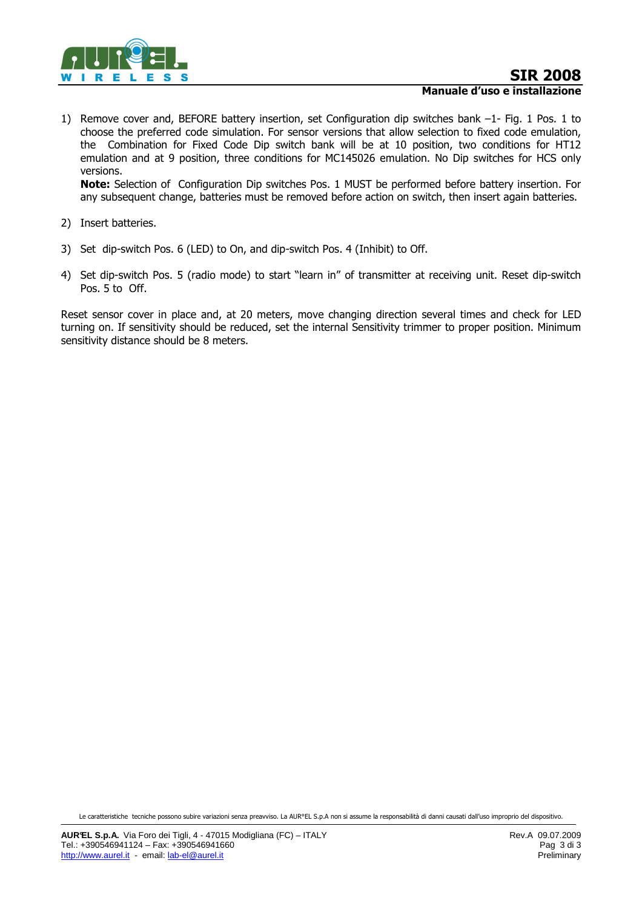1) Remove cover and, BEFORE battery insertion, set Configuration dip switches bank –1- Fig. 1 Pos. 1 to choose the preferred code simulation. For sensor versions that allow selection to fixed code emulation, the Combination for Fixed Code Dip switch bank will be at 10 position, two conditions for HT12 emulation and at 9 position, three conditions for MC145026 emulation. No Dip switches for HCS only versions.

   **Note:** Selection of Configuration Dip switches Pos. 1 MUST be performed before battery insertion. For any subsequent change, batteries must be removed before action on switch, then insert again batteries.

2) Insert batteries.

3) Set dip-switch Pos. 6 (LED) to On, and dip-switch Pos. 4 (Inhibit) to Off.

4) Set dip-switch Pos. 5 (radio mode) to start "learn in" of transmitter at receiving unit. Reset dip-switch Pos. 5 to Off.

Reset sensor cover in place and, at 20 meters, move changing direction several times and check for LED turning on. If sensitivity should be reduced, set the internal Sensitivity trimmer to proper position. Minimum sensitivity distance should be 8 meters.

Le caratteristiche tecniche possono subire variazioni senza preavviso. La AUR°EL S.p.A non si assume la responsabilità di danni causati dall'uso improprio del dispositivo.